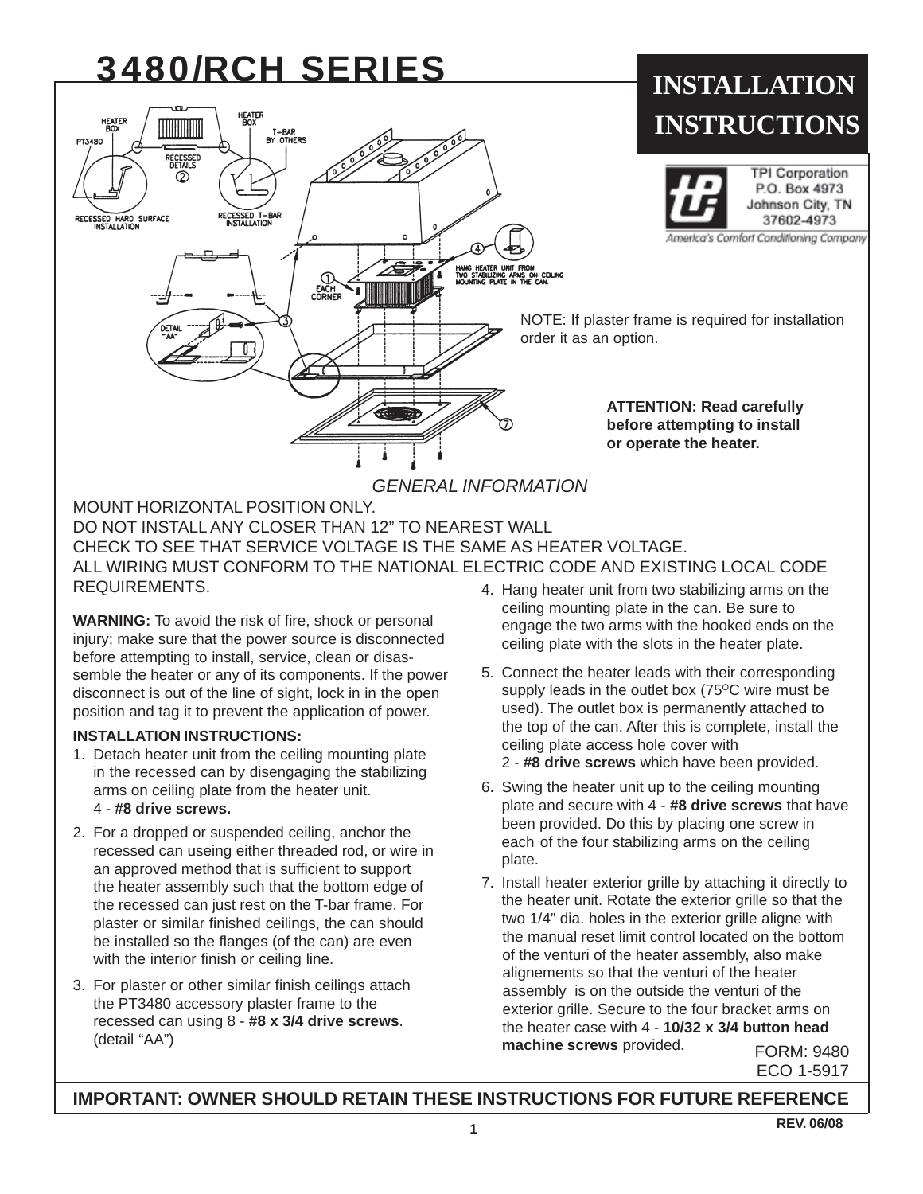# 3480/RCH SERIES

## INSTALLATION INSTRUCTIONS

TPI Corporation
P.O. Box 4973
Johnson City, TN
37602-4973

America's Comfort Conditioning Company

NOTE: If plaster frame is required for installation order it as an option.

**ATTENTION: Read carefully before attempting to install or operate the heater.**

*GENERAL INFORMATION*

MOUNT HORIZONTAL POSITION ONLY.
DO NOT INSTALL ANY CLOSER THAN 12" TO NEAREST WALL
CHECK TO SEE THAT SERVICE VOLTAGE IS THE SAME AS HEATER VOLTAGE.
ALL WIRING MUST CONFORM TO THE NATIONAL ELECTRIC CODE AND EXISTING LOCAL CODE REQUIREMENTS.

**WARNING:** To avoid the risk of fire, shock or personal injury; make sure that the power source is disconnected before attempting to install, service, clean or disassemble the heater or any of its components. If the power disconnect is out of the line of sight, lock in in the open position and tag it to prevent the application of power.

**INSTALLATION INSTRUCTIONS:**

1. Detach heater unit from the ceiling mounting plate in the recessed can by disengaging the stabilizing arms on ceiling plate from the heater unit. 4 - **#8 drive screws.**
2. For a dropped or suspended ceiling, anchor the recessed can useing either threaded rod, or wire in an approved method that is sufficient to support the heater assembly such that the bottom edge of the recessed can just rest on the T-bar frame. For plaster or similar finished ceilings, the can should be installed so the flanges (of the can) are even with the interior finish or ceiling line.
3. For plaster or other similar finish ceilings attach the PT3480 accessory plaster frame to the recessed can using 8 - **#8 x 3/4 drive screws**. (detail "AA")
4. Hang heater unit from two stabilizing arms on the ceiling mounting plate in the can. Be sure to engage the two arms with the hooked ends on the ceiling plate with the slots in the heater plate.
5. Connect the heater leads with their corresponding supply leads in the outlet box (75°C wire must be used). The outlet box is permanently attached to the top of the can. After this is complete, install the ceiling plate access hole cover with 2 - **#8 drive screws** which have been provided.
6. Swing the heater unit up to the ceiling mounting plate and secure with 4 - **#8 drive screws** that have been provided. Do this by placing one screw in each of the four stabilizing arms on the ceiling plate.
7. Install heater exterior grille by attaching it directly to the heater unit. Rotate the exterior grille so that the two 1/4" dia. holes in the exterior grille aligne with the manual reset limit control located on the bottom of the venturi of the heater assembly, also make alignements so that the venturi of the heater assembly is on the outside the venturi of the exterior grille. Secure to the four bracket arms on the heater case with 4 - **10/32 x 3/4 button head machine screws** provided.

FORM: 9480
ECO 1-5917

**IMPORTANT: OWNER SHOULD RETAIN THESE INSTRUCTIONS FOR FUTURE REFERENCE**

**REV. 06/08**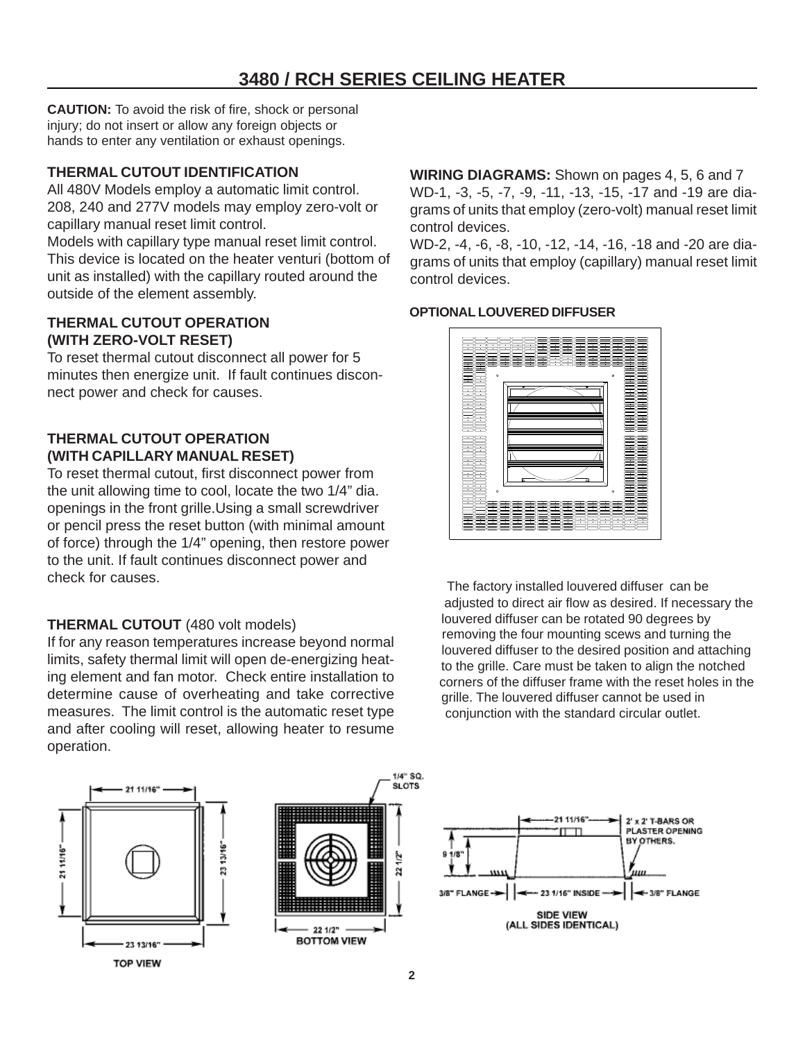# 3480 / RCH SERIES CEILING HEATER

**CAUTION:** To avoid the risk of fire, shock or personal injury; do not insert or allow any foreign objects or hands to enter any ventilation or exhaust openings.

**THERMAL CUTOUT IDENTIFICATION**

All 480V Models employ a automatic limit control.
208, 240 and 277V models may employ zero-volt or capillary manual reset limit control.
Models with capillary type manual reset limit control. This device is located on the heater venturi (bottom of unit as installed) with the capillary routed around the outside of the element assembly.

**THERMAL CUTOUT OPERATION (WITH ZERO-VOLT RESET)**

To reset thermal cutout disconnect all power for 5 minutes then energize unit. If fault continues disconnect power and check for causes.

**THERMAL CUTOUT OPERATION (WITH CAPILLARY MANUAL RESET)**

To reset thermal cutout, first disconnect power from the unit allowing time to cool, locate the two 1/4" dia. openings in the front grille.Using a small screwdriver or pencil press the reset button (with minimal amount of force) through the 1/4" opening, then restore power to the unit. If fault continues disconnect power and check for causes.

**THERMAL CUTOUT** (480 volt models)

If for any reason temperatures increase beyond normal limits, safety thermal limit will open de-energizing heating element and fan motor. Check entire installation to determine cause of overheating and take corrective measures. The limit control is the automatic reset type and after cooling will reset, allowing heater to resume operation.

**WIRING DIAGRAMS:** Shown on pages 4, 5, 6 and 7
WD-1, -3, -5, -7, -9, -11, -13, -15, -17 and -19 are diagrams of units that employ (zero-volt) manual reset limit control devices.
WD-2, -4, -6, -8, -10, -12, -14, -16, -18 and -20 are diagrams of units that employ (capillary) manual reset limit control devices.

**OPTIONAL LOUVERED DIFFUSER**

The factory installed louvered diffuser can be adjusted to direct air flow as desired. If necessary the louvered diffuser can be rotated 90 degrees by removing the four mounting scews and turning the louvered diffuser to the desired position and attaching to the grille. Care must be taken to align the notched corners of the diffuser frame with the reset holes in the grille. The louvered diffuser cannot be used in conjunction with the standard circular outlet.

21 11/16" — 23 13/16" — 21 11/16" — 23 13/16"

TOP VIEW

1/4" SQ. SLOTS — 22 1/2" — 22 1/2"

BOTTOM VIEW

21 11/16" — 2' x 2' T-BARS OR PLASTER OPENING BY OTHERS. — 9 1/8" — 3/8" FLANGE — 23 1/16" INSIDE — 3/8" FLANGE

SIDE VIEW (ALL SIDES IDENTICAL)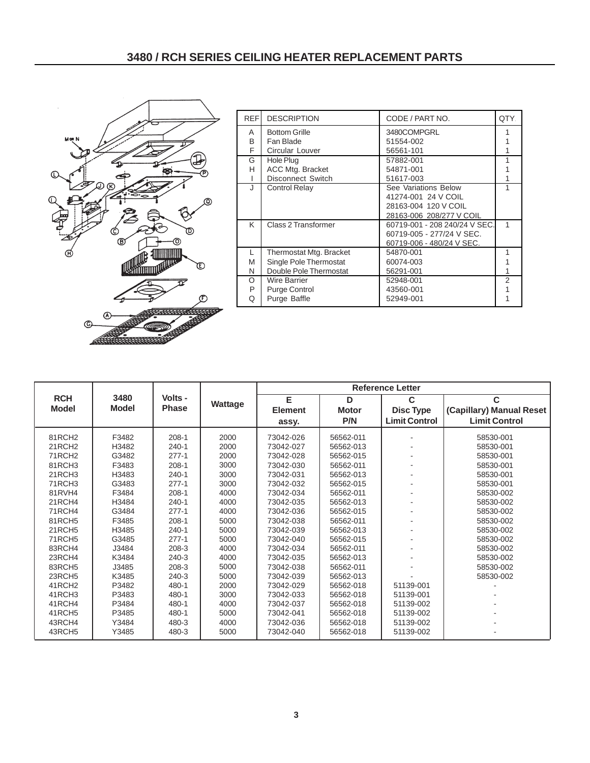# 3480 / RCH SERIES CEILING HEATER REPLACEMENT PARTS

| REF | DESCRIPTION | CODE / PART NO. | QTY. |
|---|---|---|---|
| A | Bottom Grille | 3480COMPGRL | 1 |
| B | Fan Blade | 51554-002 | 1 |
| F | Circular Louver | 56561-101 | 1 |
| G | Hole Plug | 57882-001 | 1 |
| H | ACC Mtg. Bracket | 54871-001 | 1 |
| I | Disconnect Switch | 51617-003 | 1 |
| J | Control Relay | See Variations Below<br>41274-001 24 V COIL<br>28163-004 120 V COIL<br>28163-006 208/277 V COIL | 1 |
| K | Class 2 Transformer | 60719-001 - 208 240/24 V SEC.<br>60719-005 - 277/24 V SEC.<br>60719-006 - 480/24 V SEC. | 1 |
| L | Thermostat Mtg. Bracket | 54870-001 | 1 |
| M | Single Pole Thermostat | 60074-003 | 1 |
| N | Double Pole Thermostat | 56291-001 | 1 |
| O | Wire Barrier | 52948-001 | 2 |
| P | Purge Control | 43560-001 | 1 |
| Q | Purge Baffle | 52949-001 | 1 |

| RCH Model | 3480 Model | Volts - Phase | Wattage | Reference Letter | | | |
|---|---|---|---|---|---|---|---|
| | | | | E Element assy. | D Motor P/N | C Disc Type Limit Control | C (Capillary) Manual Reset Limit Control |
| 81RCH2 | F3482 | 208-1 | 2000 | 73042-026 | 56562-011 | - | 58530-001 |
| 21RCH2 | H3482 | 240-1 | 2000 | 73042-027 | 56562-013 | - | 58530-001 |
| 71RCH2 | G3482 | 277-1 | 2000 | 73042-028 | 56562-015 | - | 58530-001 |
| 81RCH3 | F3483 | 208-1 | 3000 | 73042-030 | 56562-011 | - | 58530-001 |
| 21RCH3 | H3483 | 240-1 | 3000 | 73042-031 | 56562-013 | - | 58530-001 |
| 71RCH3 | G3483 | 277-1 | 3000 | 73042-032 | 56562-015 | - | 58530-001 |
| 81RVH4 | F3484 | 208-1 | 4000 | 73042-034 | 56562-011 | - | 58530-002 |
| 21RCH4 | H3484 | 240-1 | 4000 | 73042-035 | 56562-013 | - | 58530-002 |
| 71RCH4 | G3484 | 277-1 | 4000 | 73042-036 | 56562-015 | - | 58530-002 |
| 81RCH5 | F3485 | 208-1 | 5000 | 73042-038 | 56562-011 | - | 58530-002 |
| 21RCH5 | H3485 | 240-1 | 5000 | 73042-039 | 56562-013 | - | 58530-002 |
| 71RCH5 | G3485 | 277-1 | 5000 | 73042-040 | 56562-015 | - | 58530-002 |
| 83RCH4 | J3484 | 208-3 | 4000 | 73042-034 | 56562-011 | - | 58530-002 |
| 23RCH4 | K3484 | 240-3 | 4000 | 73042-035 | 56562-013 | - | 58530-002 |
| 83RCH5 | J3485 | 208-3 | 5000 | 73042-038 | 56562-011 | - | 58530-002 |
| 23RCH5 | K3485 | 240-3 | 5000 | 73042-039 | 56562-013 | - | 58530-002 |
| 41RCH2 | P3482 | 480-1 | 2000 | 73042-029 | 56562-018 | 51139-001 | - |
| 41RCH3 | P3483 | 480-1 | 3000 | 73042-033 | 56562-018 | 51139-001 | - |
| 41RCH4 | P3484 | 480-1 | 4000 | 73042-037 | 56562-018 | 51139-002 | - |
| 41RCH5 | P3485 | 480-1 | 5000 | 73042-041 | 56562-018 | 51139-002 | - |
| 43RCH4 | Y3484 | 480-3 | 4000 | 73042-036 | 56562-018 | 51139-002 | - |
| 43RCH5 | Y3485 | 480-3 | 5000 | 73042-040 | 56562-018 | 51139-002 | - |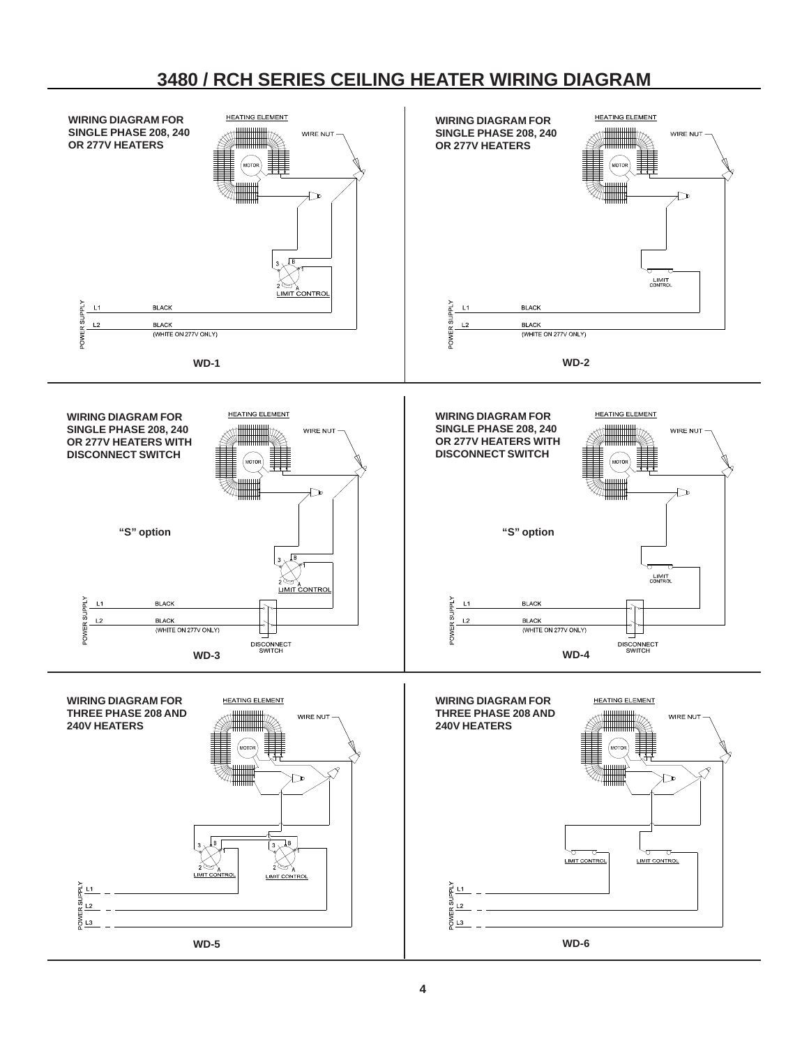# 3480 / RCH SERIES CEILING HEATER WIRING DIAGRAM

**WIRING DIAGRAM FOR SINGLE PHASE 208, 240 OR 277V HEATERS**

HEATING ELEMENT
WIRE NUT
MOTOR
3
B
1
2
A
LIMIT CONTROL
POWER SUPPLY
L1 BLACK
L2 BLACK
(WHITE ON 277V ONLY)

**WD-1**

**WIRING DIAGRAM FOR SINGLE PHASE 208, 240 OR 277V HEATERS**

HEATING ELEMENT
WIRE NUT
MOTOR
LIMIT CONTROL
POWER SUPPLY
L1 BLACK
L2 BLACK
(WHITE ON 277V ONLY)

**WD-2**

**WIRING DIAGRAM FOR SINGLE PHASE 208, 240 OR 277V HEATERS WITH DISCONNECT SWITCH**

HEATING ELEMENT
WIRE NUT
MOTOR

**"S" option**

3
B
1
2
A
LIMIT CONTROL
POWER SUPPLY
L1 BLACK
L2 BLACK
(WHITE ON 277V ONLY)
DISCONNECT SWITCH

**WD-3**

**WIRING DIAGRAM FOR SINGLE PHASE 208, 240 OR 277V HEATERS WITH DISCONNECT SWITCH**

HEATING ELEMENT
WIRE NUT
MOTOR

**"S" option**

LIMIT CONTROL
POWER SUPPLY
L1 BLACK
L2 BLACK
(WHITE ON 277V ONLY)
DISCONNECT SWITCH

**WD-4**

**WIRING DIAGRAM FOR THREE PHASE 208 AND 240V HEATERS**

HEATING ELEMENT
WIRE NUT
MOTOR
3
B
1
2
A
LIMIT CONTROL
3
B
1
2
A
LIMIT CONTROL
POWER SUPPLY
L1
L2
L3

**WD-5**

**WIRING DIAGRAM FOR THREE PHASE 208 AND 240V HEATERS**

HEATING ELEMENT
WIRE NUT
MOTOR
LIMIT CONTROL
LIMIT CONTROL
POWER SUPPLY
L1
L2
L3

**WD-6**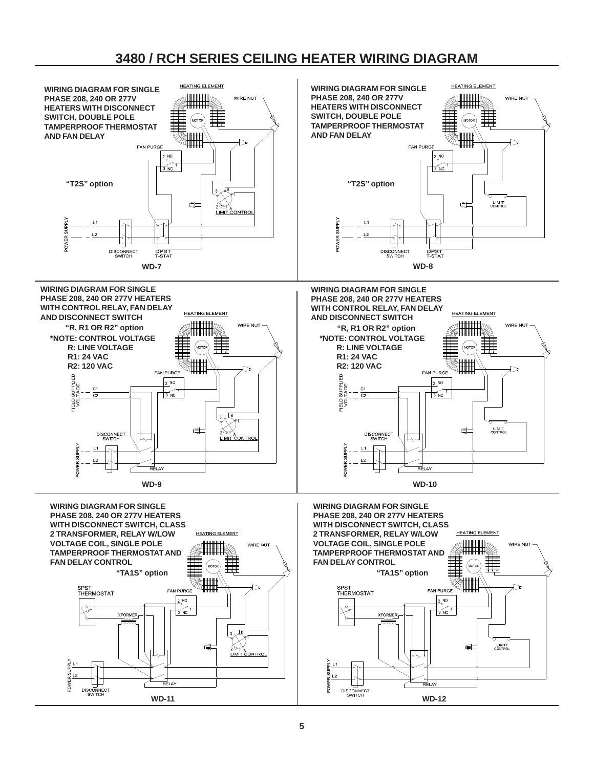# 3480 / RCH SERIES CEILING HEATER WIRING DIAGRAM

**WIRING DIAGRAM FOR SINGLE PHASE 208, 240 OR 277V HEATERS WITH DISCONNECT SWITCH, DOUBLE POLE TAMPERPROOF THERMOSTAT AND FAN DELAY**

HEATING ELEMENT
WIRE NUT
MOTOR
FAN PURGE
2 NO
1
3 NC

**"T2S" option**

3 B
1
2 A
LIMIT CONTROL
POWER SUPPLY
L1
L2
DISCONNECT SWITCH
DPST T-STAT

**WD-7**

**WIRING DIAGRAM FOR SINGLE PHASE 208, 240 OR 277V HEATERS WITH DISCONNECT SWITCH, DOUBLE POLE TAMPERPROOF THERMOSTAT AND FAN DELAY**

HEATING ELEMENT
WIRE NUT
MOTOR
FAN PURGE
2 NO
1
3 NC

**"T2S" option**

LIMIT CONTROL
POWER SUPPLY
L1
L2
DISCONNECT SWITCH
DPST T-STAT

**WD-8**

**WIRING DIAGRAM FOR SINGLE PHASE 208, 240 OR 277V HEATERS WITH CONTROL RELAY, FAN DELAY AND DISCONNECT SWITCH**

**"R, R1 OR R2" option**

***NOTE: CONTROL VOLTAGE**
**R: LINE VOLTAGE**
**R1: 24 VAC**
**R2: 120 VAC**

HEATING ELEMENT
WIRE NUT
MOTOR
FAN PURGE
2 NO
1
3 NC
FIELD SUPPLIED VOLTAGE
C1
C2
3 B
1
2 A
LIMIT CONTROL
DISCONNECT SWITCH
POWER SUPPLY
L1
L2
RELAY

**WD-9**

**WIRING DIAGRAM FOR SINGLE PHASE 208, 240 OR 277V HEATERS WITH CONTROL RELAY, FAN DELAY AND DISCONNECT SWITCH**

**"R, R1 OR R2" option**

***NOTE: CONTROL VOLTAGE**
**R: LINE VOLTAGE**
**R1: 24 VAC**
**R2: 120 VAC**

HEATING ELEMENT
WIRE NUT
MOTOR
FAN PURGE
2 NO
1
3 NC
FIELD SUPPLIED VOLTAGE
C1
C2
LIMIT CONTROL
DISCONNECT SWITCH
POWER SUPPLY
L1
L2
RELAY

**WD-10**

**WIRING DIAGRAM FOR SINGLE PHASE 208, 240 OR 277V HEATERS WITH DISCONNECT SWITCH, CLASS 2 TRANSFORMER, RELAY W/LOW VOLTAGE COIL, SINGLE POLE TAMPERPROOF THERMOSTAT AND FAN DELAY CONTROL**

**"TA1S" option**

HEATING ELEMENT
WIRE NUT
MOTOR
SPST THERMOSTAT
FAN PURGE
2 NO
1
3 NC
XFORMER
3 B
1
2 A
LIMIT CONTROL
POWER SUPPLY
L1
L2
RELAY
DISCONNECT SWITCH

**WD-11**

**WIRING DIAGRAM FOR SINGLE PHASE 208, 240 OR 277V HEATERS WITH DISCONNECT SWITCH, CLASS 2 TRANSFORMER, RELAY W/LOW VOLTAGE COIL, SINGLE POLE TAMPERPROOF THERMOSTAT AND FAN DELAY CONTROL**

**"TA1S" option**

HEATING ELEMENT
WIRE NUT
MOTOR
SPST THERMOSTAT
FAN PURGE
2 NO
1
3 NC
XFORMER
LIMIT CONTROL
POWER SUPPLY
L1
L2
RELAY
DISCONNECT SWITCH

**WD-12**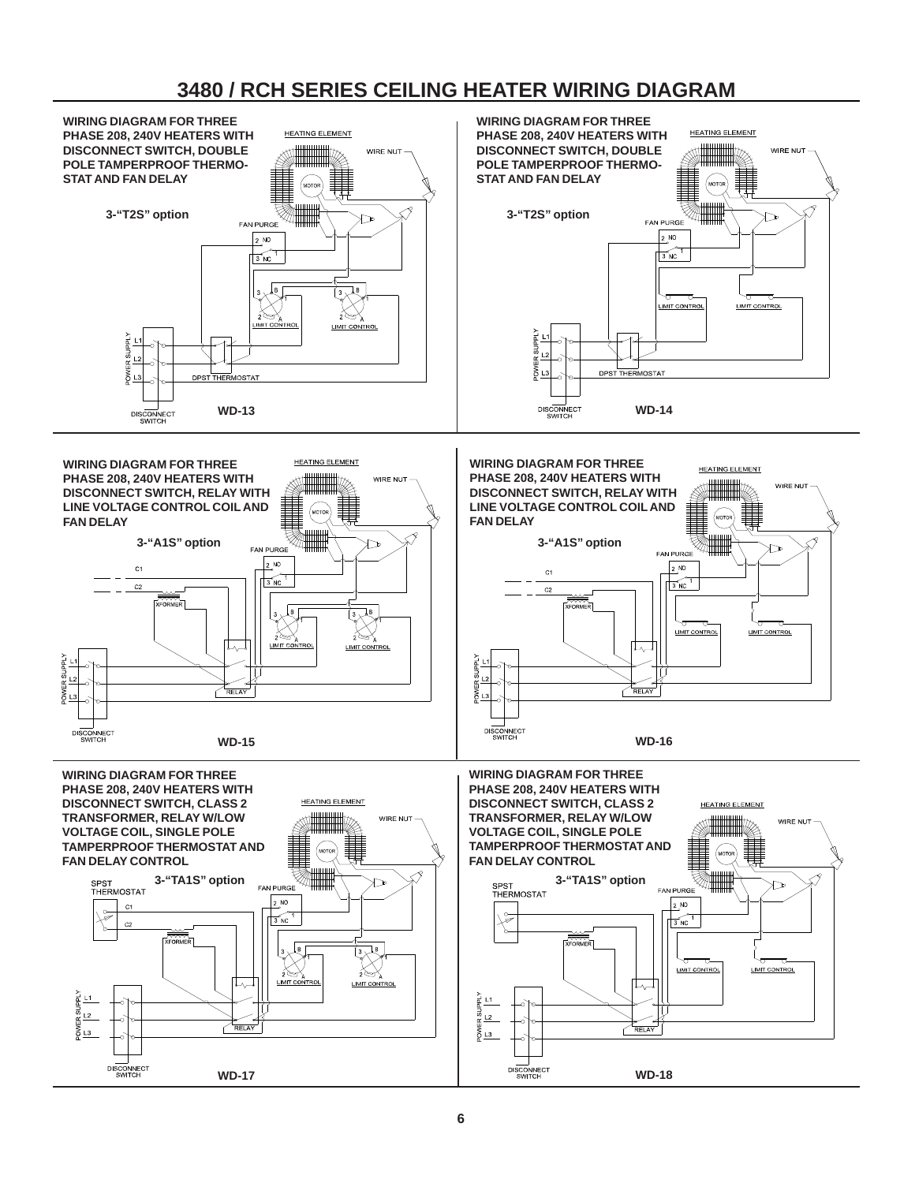# 3480 / RCH SERIES CEILING HEATER WIRING DIAGRAM

**WIRING DIAGRAM FOR THREE PHASE 208, 240V HEATERS WITH DISCONNECT SWITCH, DOUBLE POLE TAMPERPROOF THERMOSTAT AND FAN DELAY**

**3-"T2S" option**

HEATING ELEMENT
WIRE NUT
MOTOR
FAN PURGE
2 NO
3 NC
1
3 B 1 2 A
LIMIT CONTROL
LIMIT CONTROL
POWER SUPPLY
L1
L2
L3
DPST THERMOSTAT
DISCONNECT SWITCH

**WD-13**

**WIRING DIAGRAM FOR THREE PHASE 208, 240V HEATERS WITH DISCONNECT SWITCH, DOUBLE POLE TAMPERPROOF THERMOSTAT AND FAN DELAY**

**3-"T2S" option**

HEATING ELEMENT
WIRE NUT
MOTOR
FAN PURGE
2 NO
3 NC
1
LIMIT CONTROL
LIMIT CONTROL
POWER SUPPLY
L1
L2
L3
DPST THERMOSTAT
DISCONNECT SWITCH

**WD-14**

**WIRING DIAGRAM FOR THREE PHASE 208, 240V HEATERS WITH DISCONNECT SWITCH, RELAY WITH LINE VOLTAGE CONTROL COIL AND FAN DELAY**

**3-"A1S" option**

HEATING ELEMENT
WIRE NUT
MOTOR
FAN PURGE
2 NO
3 NC
1
C1
C2
XFORMER
3 B 1 2 A
LIMIT CONTROL
LIMIT CONTROL
POWER SUPPLY
L1
L2
L3
RELAY
DISCONNECT SWITCH

**WD-15**

**WIRING DIAGRAM FOR THREE PHASE 208, 240V HEATERS WITH DISCONNECT SWITCH, RELAY WITH LINE VOLTAGE CONTROL COIL AND FAN DELAY**

**3-"A1S" option**

HEATING ELEMENT
WIRE NUT
MOTOR
FAN PURGE
2 NO
3 NC
1
C1
C2
XFORMER
LIMIT CONTROL
LIMIT CONTROL
POWER SUPPLY
L1
L2
L3
RELAY
DISCONNECT SWITCH

**WD-16**

**WIRING DIAGRAM FOR THREE PHASE 208, 240V HEATERS WITH DISCONNECT SWITCH, CLASS 2 TRANSFORMER, RELAY W/LOW VOLTAGE COIL, SINGLE POLE TAMPERPROOF THERMOSTAT AND FAN DELAY CONTROL**

**3-"TA1S" option**

HEATING ELEMENT
WIRE NUT
MOTOR
SPST THERMOSTAT
FAN PURGE
2 NO
3 NC
1
C1
C2
XFORMER
3 B 1 2 A
LIMIT CONTROL
LIMIT CONTROL
POWER SUPPLY
L1
L2
L3
RELAY
DISCONNECT SWITCH

**WD-17**

**WIRING DIAGRAM FOR THREE PHASE 208, 240V HEATERS WITH DISCONNECT SWITCH, CLASS 2 TRANSFORMER, RELAY W/LOW VOLTAGE COIL, SINGLE POLE TAMPERPROOF THERMOSTAT AND FAN DELAY CONTROL**

**3-"TA1S" option**

HEATING ELEMENT
WIRE NUT
MOTOR
SPST THERMOSTAT
FAN PURGE
2 NO
3 NC
1
XFORMER
LIMIT CONTROL
LIMIT CONTROL
POWER SUPPLY
L1
L2
L3
RELAY
DISCONNECT SWITCH

**WD-18**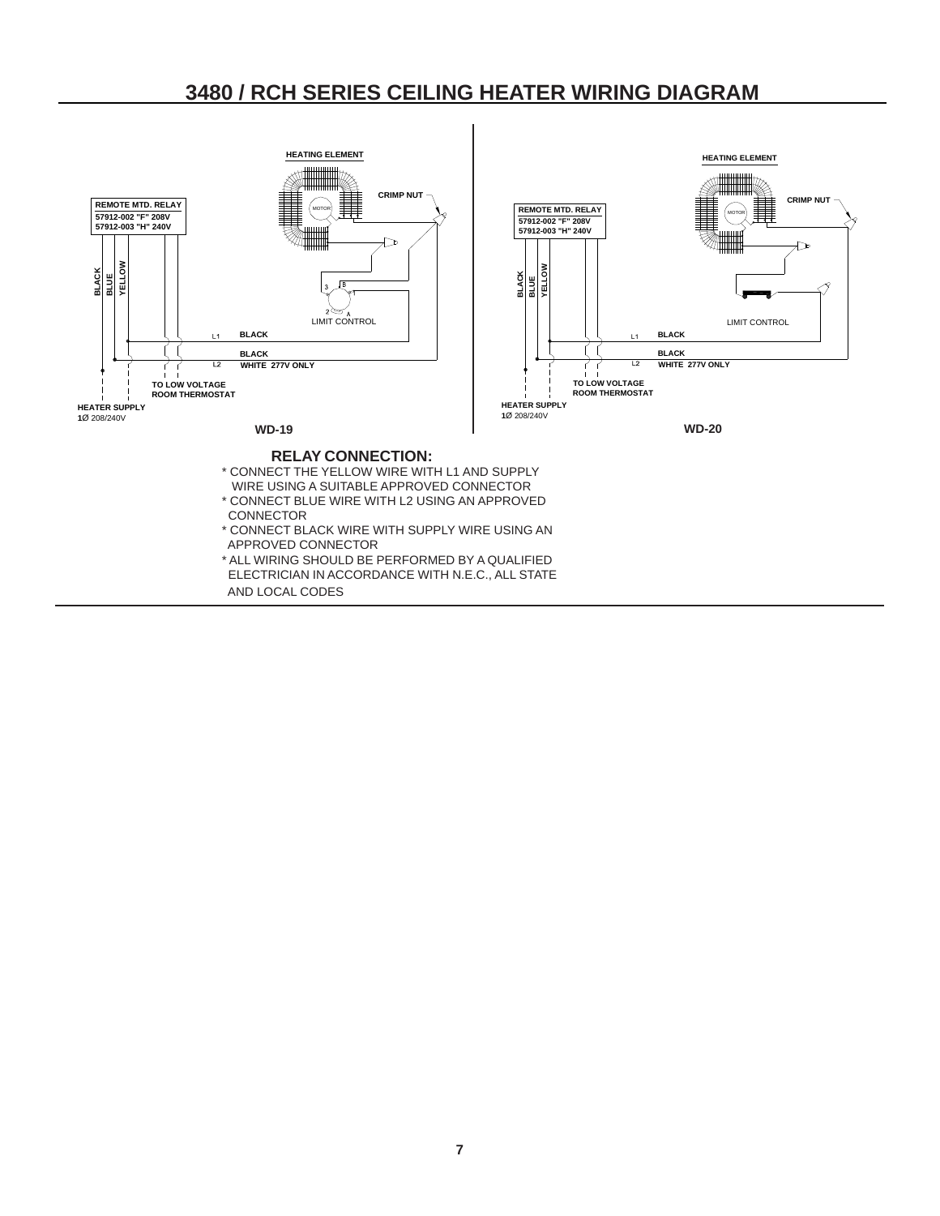# 3480 / RCH SERIES CEILING HEATER WIRING DIAGRAM

HEATING ELEMENT

REMOTE MTD. RELAY
57912-002 "F" 208V
57912-003 "H" 240V

CRIMP NUT

MOTOR

BLACK
BLUE
YELLOW

LIMIT CONTROL

L1 BLACK

BLACK

L2 WHITE 277V ONLY

TO LOW VOLTAGE ROOM THERMOSTAT

HEATER SUPPLY
1Ø 208/240V

WD-19

HEATING ELEMENT

REMOTE MTD. RELAY
57912-002 "F" 208V
57912-003 "H" 240V

CRIMP NUT

MOTOR

BLACK
BLUE
YELLOW

LIMIT CONTROL

L1 BLACK

BLACK

L2 WHITE 277V ONLY

TO LOW VOLTAGE ROOM THERMOSTAT

HEATER SUPPLY
1Ø 208/240V

WD-20

## RELAY CONNECTION:

* CONNECT THE YELLOW WIRE WITH L1 AND SUPPLY WIRE USING A SUITABLE APPROVED CONNECTOR
* CONNECT BLUE WIRE WITH L2 USING AN APPROVED CONNECTOR
* CONNECT BLACK WIRE WITH SUPPLY WIRE USING AN APPROVED CONNECTOR
* ALL WIRING SHOULD BE PERFORMED BY A QUALIFIED ELECTRICIAN IN ACCORDANCE WITH N.E.C., ALL STATE AND LOCAL CODES